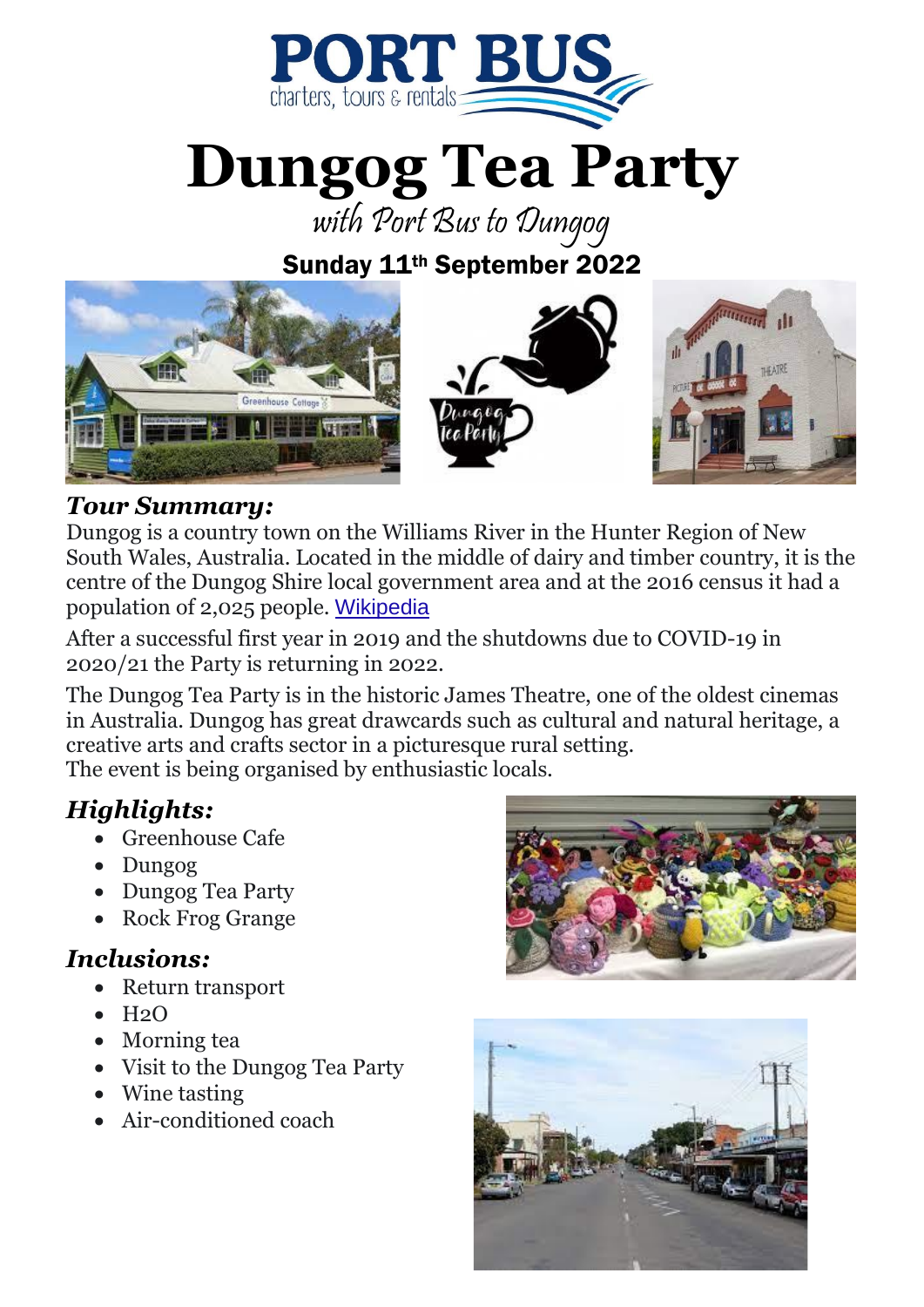# PORT BUS

charters, tours & rentals

# Dungog Tea Party

*with Port Bus to Dungog*

**Sunday 11th September 2022**

### *Tour Summary:*

Dungog is a country town on the Williams River in the Hunter Region of New South Wales, Australia. Located in the middle of dairy and timber country, it is the centre of the Dungog Shire local government area and at the 2016 census it had a population of 2,025 people. Wikipedia

After a successful first year in 2019 and the shutdowns due to COVID-19 in 2020/21 the Party is returning in 2022.

The Dungog Tea Party is in the historic James Theatre, one of the oldest cinemas in Australia. Dungog has great drawcards such as cultural and natural heritage, a creative arts and crafts sector in a picturesque rural setting.
The event is being organised by enthusiastic locals.

### *Highlights:*

- Greenhouse Cafe
- Dungog
- Dungog Tea Party
- Rock Frog Grange

### *Inclusions:*

- Return transport
- $H_2O$
- Morning tea
- Visit to the Dungog Tea Party
- Wine tasting
- Air-conditioned coach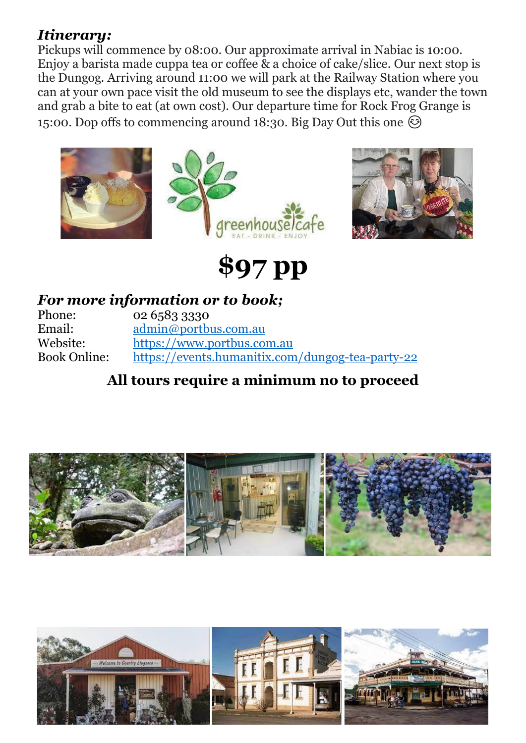***Itinerary:***

Pickups will commence by 08:00. Our approximate arrival in Nabiac is 10:00. Enjoy a barista made cuppa tea or coffee & a choice of cake/slice. Our next stop is the Dungog. Arriving around 11:00 we will park at the Railway Station where you can at your own pace visit the old museum to see the displays etc, wander the town and grab a bite to eat (at own cost). Our departure time for Rock Frog Grange is 15:00. Dop offs to commencing around 18:30. Big Day Out this one 😊

# $97 pp

***For more information or to book;***

| | |
|---|---|
| Phone: | 02 6583 3330 |
| Email: | admin@portbus.com.au |
| Website: | https://www.portbus.com.au |
| Book Online: | https://events.humanitix.com/dungog-tea-party-22 |

**All tours require a minimum no to proceed**